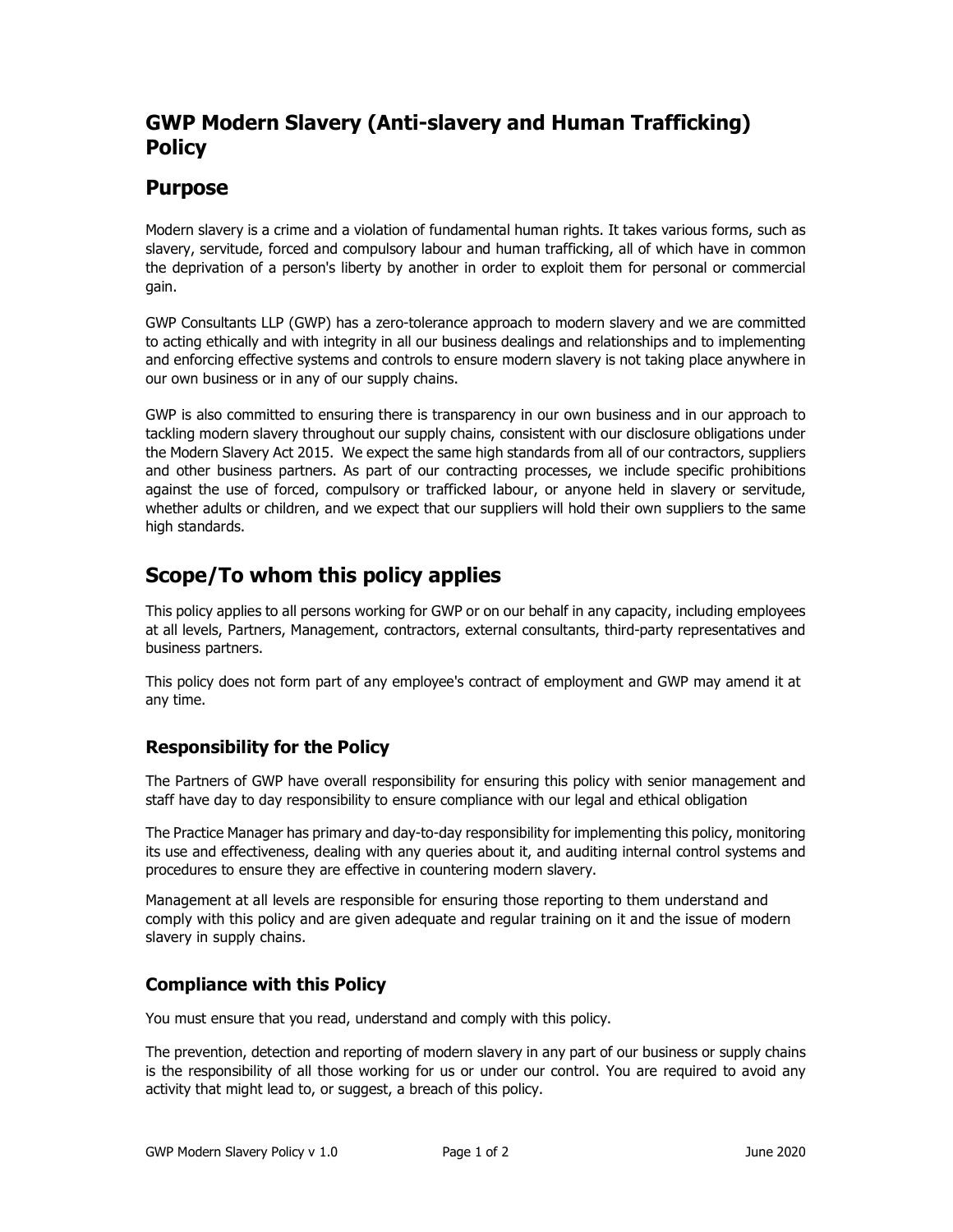# GWP Modern Slavery (Anti-slavery and Human Trafficking) Policy

## Purpose

Modern slavery is a crime and a violation of fundamental human rights. It takes various forms, such as slavery, servitude, forced and compulsory labour and human trafficking, all of which have in common the deprivation of a person's liberty by another in order to exploit them for personal or commercial gain.

GWP Consultants LLP (GWP) has a zero-tolerance approach to modern slavery and we are committed to acting ethically and with integrity in all our business dealings and relationships and to implementing and enforcing effective systems and controls to ensure modern slavery is not taking place anywhere in our own business or in any of our supply chains.

GWP is also committed to ensuring there is transparency in our own business and in our approach to tackling modern slavery throughout our supply chains, consistent with our disclosure obligations under the Modern Slavery Act 2015. We expect the same high standards from all of our contractors, suppliers and other business partners. As part of our contracting processes, we include specific prohibitions against the use of forced, compulsory or trafficked labour, or anyone held in slavery or servitude, whether adults or children, and we expect that our suppliers will hold their own suppliers to the same high standards.

## Scope/To whom this policy applies

This policy applies to all persons working for GWP or on our behalf in any capacity, including employees at all levels, Partners, Management, contractors, external consultants, third-party representatives and business partners.

This policy does not form part of any employee's contract of employment and GWP may amend it at any time.

### Responsibility for the Policy

The Partners of GWP have overall responsibility for ensuring this policy with senior management and staff have day to day responsibility to ensure compliance with our legal and ethical obligation

The Practice Manager has primary and day-to-day responsibility for implementing this policy, monitoring its use and effectiveness, dealing with any queries about it, and auditing internal control systems and procedures to ensure they are effective in countering modern slavery.

Management at all levels are responsible for ensuring those reporting to them understand and comply with this policy and are given adequate and regular training on it and the issue of modern slavery in supply chains.

### Compliance with this Policy

You must ensure that you read, understand and comply with this policy.

The prevention, detection and reporting of modern slavery in any part of our business or supply chains is the responsibility of all those working for us or under our control. You are required to avoid any activity that might lead to, or suggest, a breach of this policy.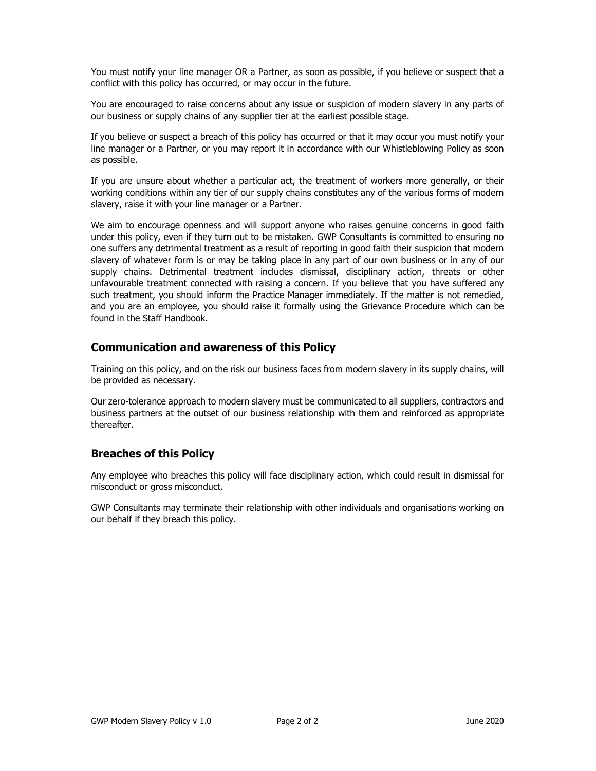You must notify your line manager OR a Partner, as soon as possible, if you believe or suspect that a conflict with this policy has occurred, or may occur in the future.

You are encouraged to raise concerns about any issue or suspicion of modern slavery in any parts of our business or supply chains of any supplier tier at the earliest possible stage.

If you believe or suspect a breach of this policy has occurred or that it may occur you must notify your line manager or a Partner, or you may report it in accordance with our Whistleblowing Policy as soon as possible.

If you are unsure about whether a particular act, the treatment of workers more generally, or their working conditions within any tier of our supply chains constitutes any of the various forms of modern slavery, raise it with your line manager or a Partner.

We aim to encourage openness and will support anyone who raises genuine concerns in good faith under this policy, even if they turn out to be mistaken. GWP Consultants is committed to ensuring no one suffers any detrimental treatment as a result of reporting in good faith their suspicion that modern slavery of whatever form is or may be taking place in any part of our own business or in any of our supply chains. Detrimental treatment includes dismissal, disciplinary action, threats or other unfavourable treatment connected with raising a concern. If you believe that you have suffered any such treatment, you should inform the Practice Manager immediately. If the matter is not remedied, and you are an employee, you should raise it formally using the Grievance Procedure which can be found in the Staff Handbook.

## Communication and awareness of this Policy

Training on this policy, and on the risk our business faces from modern slavery in its supply chains, will be provided as necessary.

Our zero-tolerance approach to modern slavery must be communicated to all suppliers, contractors and business partners at the outset of our business relationship with them and reinforced as appropriate thereafter.

## Breaches of this Policy

Any employee who breaches this policy will face disciplinary action, which could result in dismissal for misconduct or gross misconduct.

GWP Consultants may terminate their relationship with other individuals and organisations working on our behalf if they breach this policy.